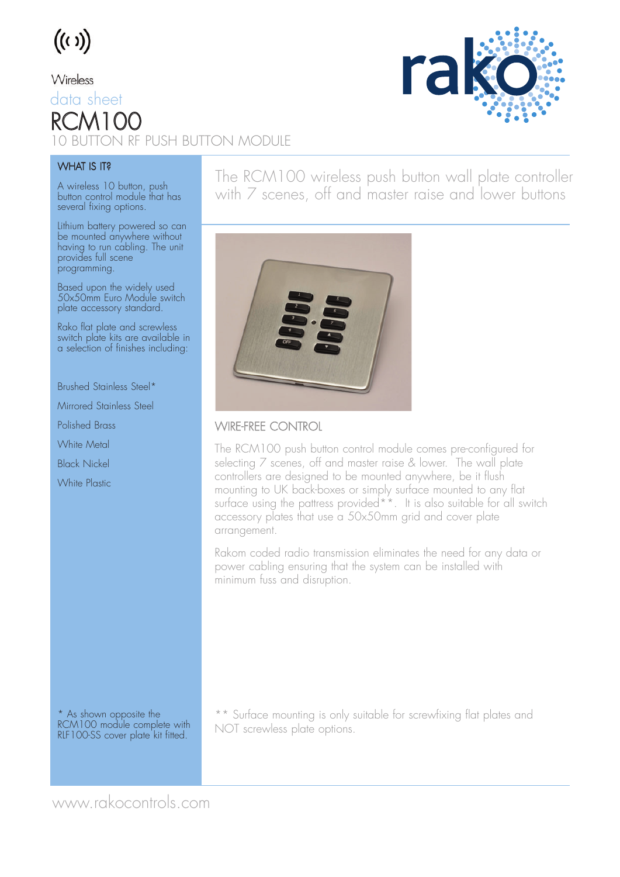Wireless

data sheet

# RCM100

## 10 BUTTON RF PUSH BUTTON MODULE

### WHAT IS IT?

A wireless 10 button, push button control module that has several fixing options.

Lithium battery powered so can be mounted anywhere without having to run cabling. The unit provides full scene programming.

Based upon the widely used 50x50mm Euro Module switch plate accessory standard.

Rako flat plate and screwless switch plate kits are available in a selection of finishes including:

- Brushed Stainless Steel*
- Mirrored Stainless Steel
- Polished Brass
- White Metal
- Black Nickel
- White Plastic

\* As shown opposite the RCM100 module complete with RLF100-SS cover plate kit fitted.

The RCM100 wireless push button wall plate controller with 7 scenes, off and master raise and lower buttons

### WIRE-FREE CONTROL

The RCM100 push button control module comes pre-configured for selecting 7 scenes, off and master raise & lower. The wall plate controllers are designed to be mounted anywhere, be it flush mounting to UK back-boxes or simply surface mounted to any flat surface using the pattress provided**. It is also suitable for all switch accessory plates that use a 50x50mm grid and cover plate arrangement.

Rakom coded radio transmission eliminates the need for any data or power cabling ensuring that the system can be installed with minimum fuss and disruption.

** Surface mounting is only suitable for screwfixing flat plates and NOT screwless plate options.

www.rakocontrols.com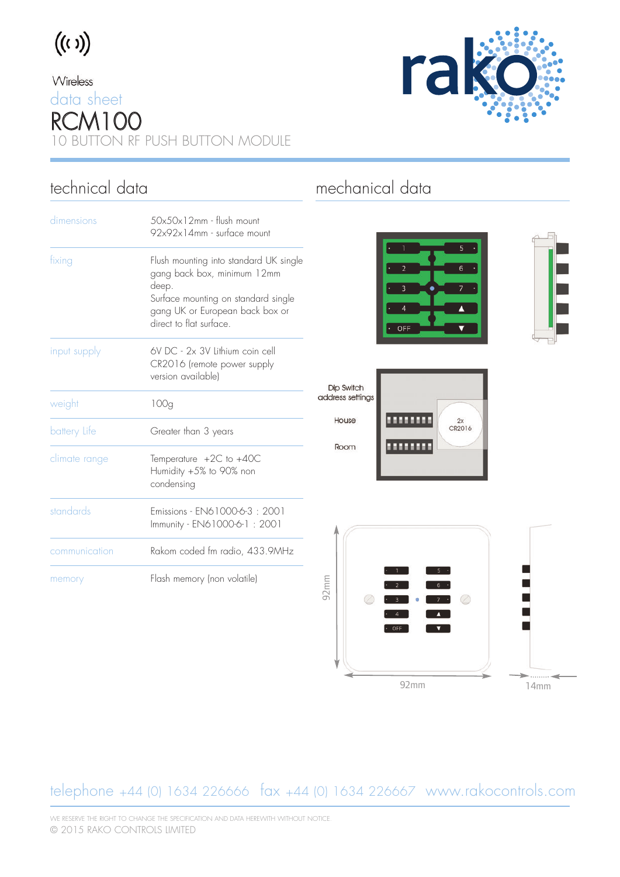Wireless

data sheet

# RCM100

10 BUTTON RF PUSH BUTTON MODULE

## technical data

| | |
|---|---|
| dimensions | 50x50x12mm - flush mount<br>92x92x14mm - surface mount |
| fixing | Flush mounting into standard UK single gang back box, minimum 12mm deep.<br>Surface mounting on standard single gang UK or European back box or direct to flat surface. |
| input supply | 6V DC - 2x 3V Lithium coin cell CR2016 (remote power supply version available) |
| weight | 100g |
| battery Life | Greater than 3 years |
| climate range | Temperature +2C to +40C<br>Humidity +5% to 90% non condensing |
| standards | Emissions - EN61000-6-3 : 2001<br>Immunity - EN61000-6-1 : 2001 |
| communication | Rakom coded fm radio, 433.9MHz |
| memory | Flash memory (non volatile) |

## mechanical data

1
5
2
6
3
7
4
OFF

Dip Switch address settings

House

Room

2x CR2016

92mm

1
5
2
6
3
7
4
OFF

92mm

14mm

telephone +44 (0) 1634 226666 fax +44 (0) 1634 226667 www.rakocontrols.com

WE RESERVE THE RIGHT TO CHANGE THE SPECIFICATION AND DATA HEREWITH WITHOUT NOTICE.

© 2015 RAKO CONTROLS LIMITED